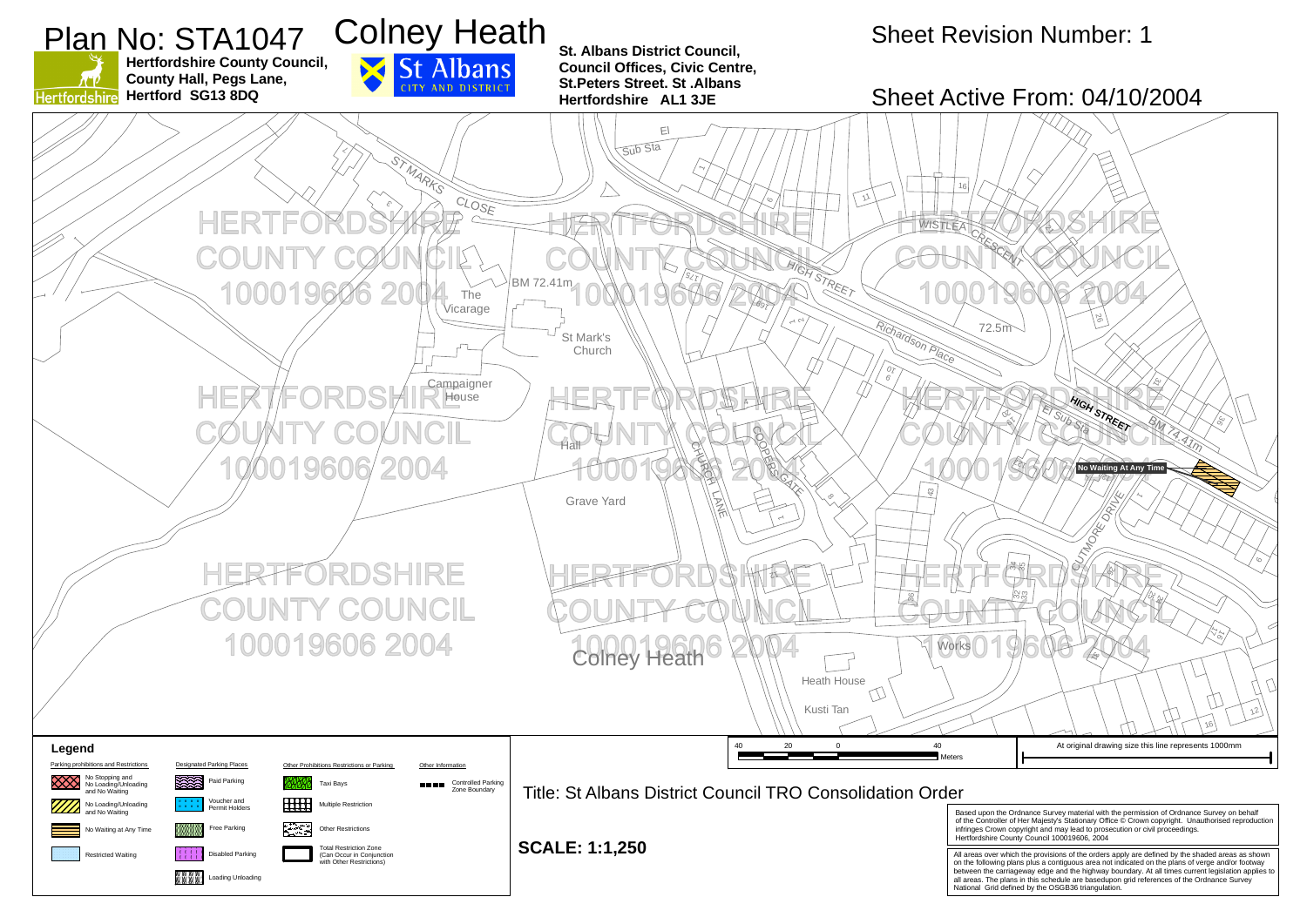# Plan No: STA1047

# Colney Heath

**Hertfordshire County Council, County Hall, Pegs Lane, Hertford SG13 8DQ**

**St. Albans District Council, Council Offices, Civic Centre, St.Peters Street. St .Albans Hertfordshire AL1 3JE**

Sheet Revision Number: 1

Sheet Active From: 04/10/2004

No Waiting At Any Time

HERTFORDSHIRE COUNTY COUNCIL 100019606 2004

ST MARKS CLOSE, HIGH STREET, WISTLEA CRESCENT, Richardson Place, CHURCH LANE, COOPERS GATE, CUTMORE DRIVE, The Vicarage, St Mark's Church, Campaigner House, Hall, Grave Yard, Colney Heath, Heath House, Kusti Tan, Works, BM 72.41m, 72.5m, BM 74.41m, El Sub Sta

40 20 0 40 Meters

At original drawing size this line represents 1000mm

## Legend

**Parking prohibitions and Restrictions**
- No Stopping and No Loading/Unloading and No Waiting
- No Loading/Unloading and No Waiting
- No Waiting at Any Time
- Restricted Waiting

**Designated Parking Places**
- Paid Parking
- Voucher and Permit Holders
- Free Parking
- Disabled Parking
- Loading Unloading

**Other Prohibitions Restrictions or Parking**
- Taxi Bays
- Multiple Restriction
- Other Restrictions
- Total Restriction Zone (Can Occur in Conjunction with Other Restrictions)

**Other Information**
- Controlled Parking Zone Boundary

Title: St Albans District Council TRO Consolidation Order

**SCALE: 1:1,250**

Based upon the Ordnance Survey material with the permission of Ordnance Survey on behalf of the Controller of Her Majesty's Stationary Office © Crown copyright. Unauthorised reproduction infringes Crown copyright and may lead to prosecution or civil proceedings. Hertfordshire County Council 100019606, 2004

All areas over which the provisions of the orders apply are defined by the shaded areas as shown on the following plans plus a contiguous area not indicated on the plans of verge and/or footway between the carriageway edge and the highway boundary. At all times current legislation applies to all areas. The plans in this schedule are basedupon grid references of the Ordnance Survey National Grid defined by the OSGB36 triangulation.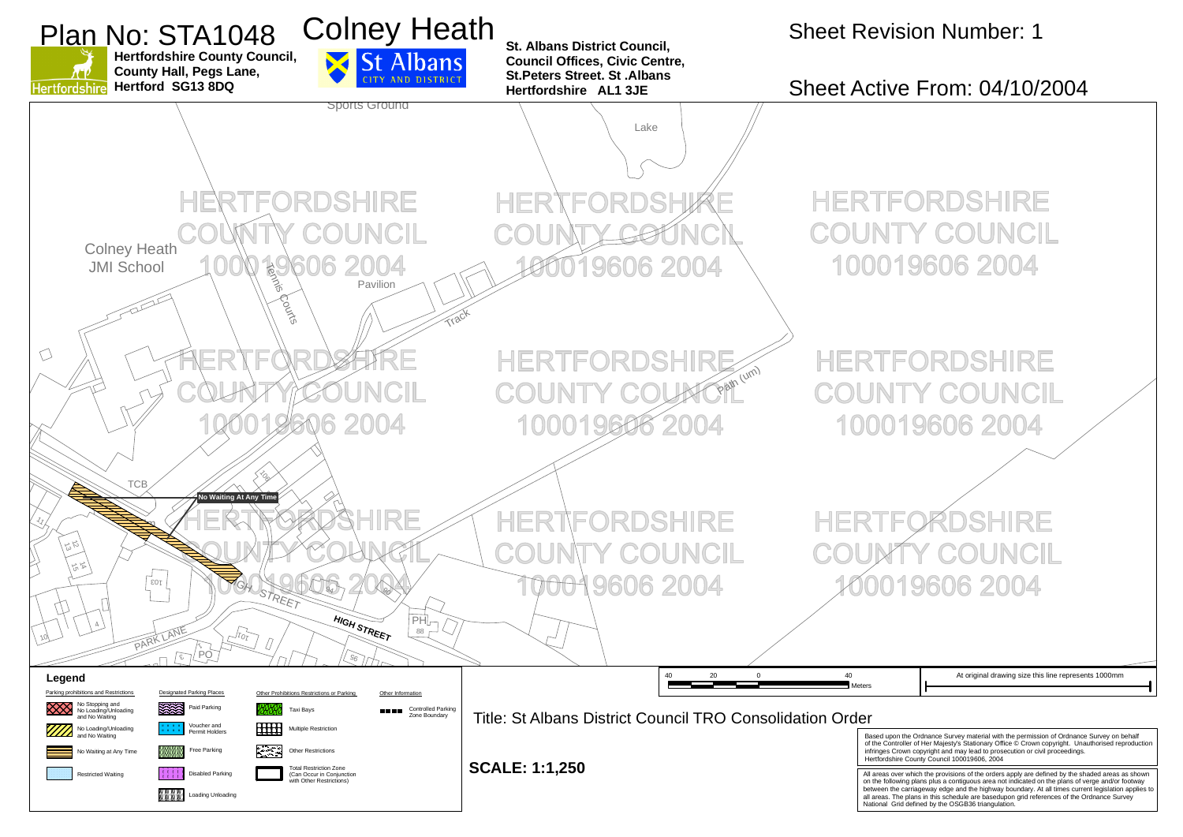# Plan No: STA1048 Colney Heath

**Hertfordshire County Council,**
**County Hall, Pegs Lane,**
**Hertford SG13 8DQ**

St Albans CITY AND DISTRICT

**St. Albans District Council,**
**Council Offices, Civic Centre,**
**St.Peters Street. St .Albans**
**Hertfordshire AL1 3JE**

Sheet Revision Number: 1

Sheet Active From: 04/10/2004

Sports Ground

Lake

Colney Heath JMI School

Tennis Courts

Pavilion

Track

Path (um)

TCB

No Waiting At Any Time

HIGH STREET

PARK LANE

PO

PH

88

HERTFORDSHIRE COUNTY COUNCIL 100019606 2004

## Legend

| Parking prohibitions and Restrictions | Designated Parking Places | Other Prohibitions Restrictions or Parking | Other Information |
|---|---|---|---|
| No Stopping and No Loading/Unloading and No Waiting | Paid Parking | Taxi Bays | Controlled Parking Zone Boundary |
| No Loading/Unloading and No Waiting | Voucher and Permit Holders | Multiple Restriction | |
| No Waiting at Any Time | Free Parking | Other Restrictions | |
| Restricted Waiting | Disabled Parking | Total Restriction Zone (Can Occur in Conjunction with Other Restrictions) | |
| | Loading Unloading | | |

40 20 0 40 Meters

At original drawing size this line represents 1000mm

Title: St Albans District Council TRO Consolidation Order

**SCALE: 1:1,250**

Based upon the Ordnance Survey material with the permission of Ordnance Survey on behalf of the Controller of Her Majesty's Stationary Office © Crown copyright. Unauthorised reproduction infringes Crown copyright and may lead to prosecution or civil proceedings. Hertfordshire County Council 100019606, 2004

All areas over which the provisions of the orders apply are defined by the shaded areas as shown on the following plans plus a contiguous area not indicated on the plans of verge and/or footway between the carriageway edge and the highway boundary. At all times current legislation applies to all areas. The plans in this schedule are basedupon grid references of the Ordnance Survey National Grid defined by the OSGB36 triangulation.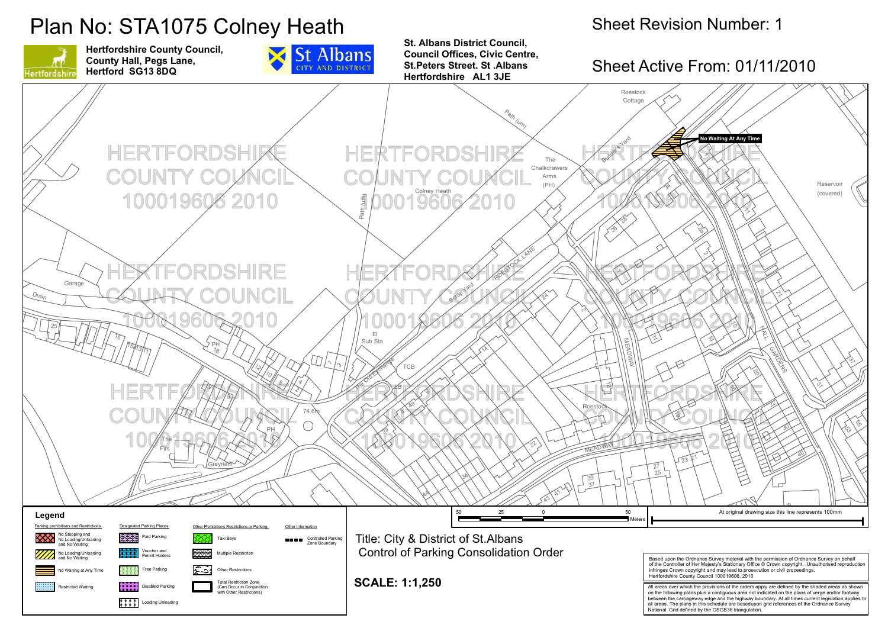# Plan No: STA1075 Colney Heath

Sheet Revision Number: 1

Sheet Active From: 01/11/2010

**Hertfordshire County Council,**
**County Hall, Pegs Lane,**
**Hertford SG13 8DQ**

**St. Albans District Council,**
**Council Offices, Civic Centre,**
**St.Peters Street. St .Albans**
**Hertfordshire AL1 3JE**

No Waiting At Any Time

## Legend

**Parking prohibitions and Restrictions**

- No Stopping and No Loading/Unloading and No Waiting
- No Loading/Unloading and No Waiting
- No Waiting at Any Time
- Restricted Waiting

**Designated Parking Places**

- Paid Parking
- Voucher and Permit Holders
- Free Parking
- Disabled Parking
- Loading Unloading

**Other Prohibitions Restrictions or Parking**

- Taxi Bays
- Multiple Restriction
- Other Restrictions
- Total Restriction Zone (Can Occur in Conjunction with Other Restrictions)

**Other Information**

- Controlled Parking Zone Boundary

50 25 0 50 Meters

At original drawing size this line represents 100mm

Title: City & District of St.Albans
Control of Parking Consolidation Order

**SCALE: 1:1,250**

Based upon the Ordnance Survey material with the permission of Ordnance Survey on behalf of the Controller of Her Majesty's Stationary Office © Crown copyright. Unauthorised reproduction infringes Crown copyright and may lead to prosecution or civil proceedings.
Hertfordshire County Council 100019606, 2010

All areas over which the provisions of the orders apply are defined by the shaded areas as shown on the following plans plus a contiguous area not indicated on the plans of verge and/or footway between the carriageway edge and the highway boundary. At all times current legislation applies to all areas. The plans in this schedule are basedupon grid references of the Ordnance Survey National Grid defined by the OSGB36 triangulation.